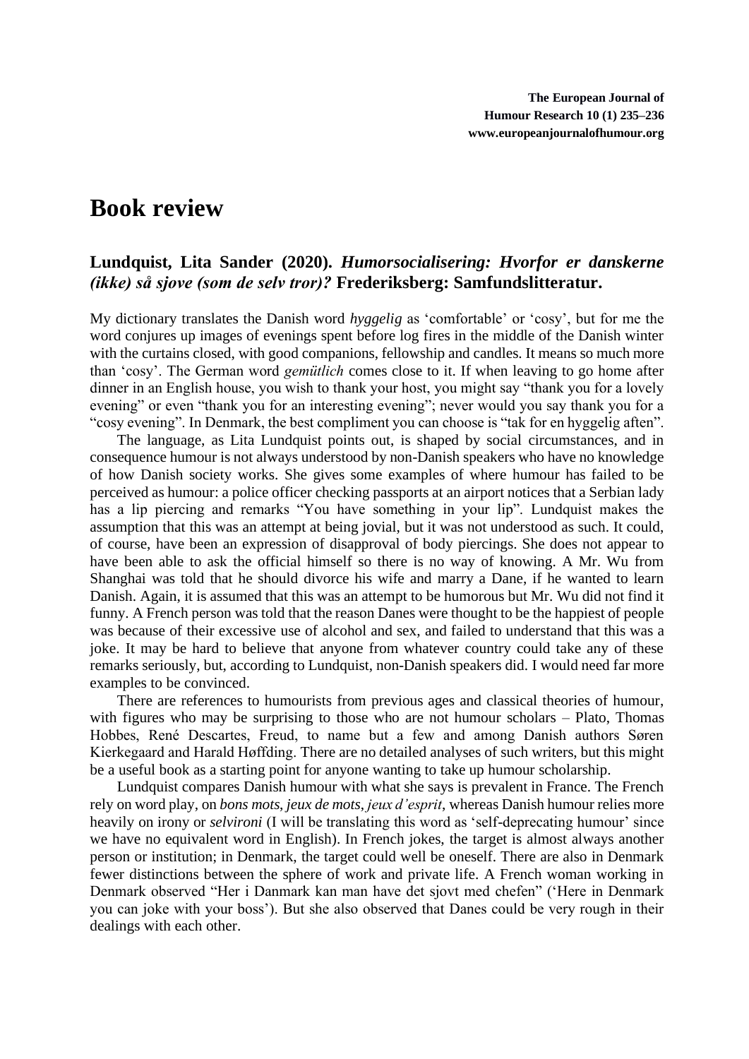# Book review

## Lundquist, Lita Sander (2020). *Humorsocialisering: Hvorfor er danskerne (ikke) så sjove (som de selv tror)?* Frederiksberg: Samfundslitteratur.

My dictionary translates the Danish word *hyggelig* as 'comfortable' or 'cosy', but for me the word conjures up images of evenings spent before log fires in the middle of the Danish winter with the curtains closed, with good companions, fellowship and candles. It means so much more than 'cosy'. The German word *gemütlich* comes close to it. If when leaving to go home after dinner in an English house, you wish to thank your host, you might say "thank you for a lovely evening" or even "thank you for an interesting evening"; never would you say thank you for a "cosy evening". In Denmark, the best compliment you can choose is "tak for en hyggelig aften".

The language, as Lita Lundquist points out, is shaped by social circumstances, and in consequence humour is not always understood by non-Danish speakers who have no knowledge of how Danish society works. She gives some examples of where humour has failed to be perceived as humour: a police officer checking passports at an airport notices that a Serbian lady has a lip piercing and remarks "You have something in your lip". Lundquist makes the assumption that this was an attempt at being jovial, but it was not understood as such. It could, of course, have been an expression of disapproval of body piercings. She does not appear to have been able to ask the official himself so there is no way of knowing. A Mr. Wu from Shanghai was told that he should divorce his wife and marry a Dane, if he wanted to learn Danish. Again, it is assumed that this was an attempt to be humorous but Mr. Wu did not find it funny. A French person was told that the reason Danes were thought to be the happiest of people was because of their excessive use of alcohol and sex, and failed to understand that this was a joke. It may be hard to believe that anyone from whatever country could take any of these remarks seriously, but, according to Lundquist, non-Danish speakers did. I would need far more examples to be convinced.

There are references to humourists from previous ages and classical theories of humour, with figures who may be surprising to those who are not humour scholars – Plato, Thomas Hobbes, René Descartes, Freud, to name but a few and among Danish authors Søren Kierkegaard and Harald Høffding. There are no detailed analyses of such writers, but this might be a useful book as a starting point for anyone wanting to take up humour scholarship.

Lundquist compares Danish humour with what she says is prevalent in France. The French rely on word play, on *bons mots*, *jeux de mots*, *jeux d'esprit*, whereas Danish humour relies more heavily on irony or *selvironi* (I will be translating this word as 'self-deprecating humour' since we have no equivalent word in English). In French jokes, the target is almost always another person or institution; in Denmark, the target could well be oneself. There are also in Denmark fewer distinctions between the sphere of work and private life. A French woman working in Denmark observed "Her i Danmark kan man have det sjovt med chefen" ('Here in Denmark you can joke with your boss'). But she also observed that Danes could be very rough in their dealings with each other.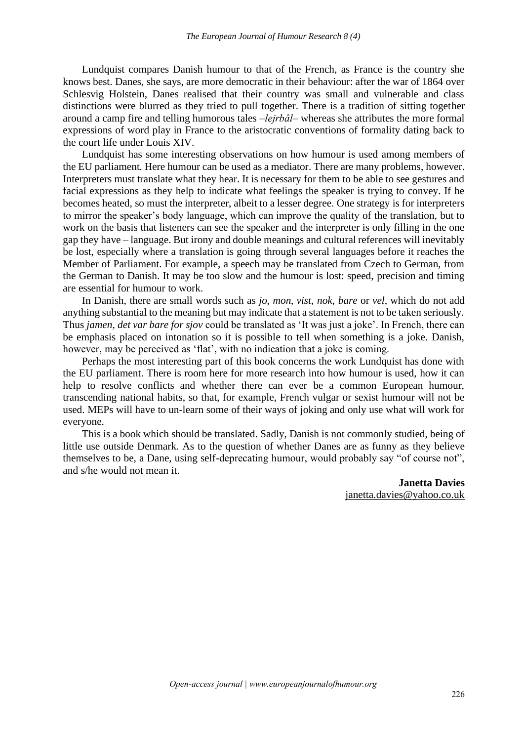Lundquist compares Danish humour to that of the French, as France is the country she knows best. Danes, she says, are more democratic in their behaviour: after the war of 1864 over Schlesvig Holstein, Danes realised that their country was small and vulnerable and class distinctions were blurred as they tried to pull together. There is a tradition of sitting together around a camp fire and telling humorous tales –*lejrbål*– whereas she attributes the more formal expressions of word play in France to the aristocratic conventions of formality dating back to the court life under Louis XIV.

Lundquist has some interesting observations on how humour is used among members of the EU parliament. Here humour can be used as a mediator. There are many problems, however. Interpreters must translate what they hear. It is necessary for them to be able to see gestures and facial expressions as they help to indicate what feelings the speaker is trying to convey. If he becomes heated, so must the interpreter, albeit to a lesser degree. One strategy is for interpreters to mirror the speaker's body language, which can improve the quality of the translation, but to work on the basis that listeners can see the speaker and the interpreter is only filling in the one gap they have – language. But irony and double meanings and cultural references will inevitably be lost, especially where a translation is going through several languages before it reaches the Member of Parliament. For example, a speech may be translated from Czech to German, from the German to Danish. It may be too slow and the humour is lost: speed, precision and timing are essential for humour to work.

In Danish, there are small words such as *jo*, *mon*, *vist*, *nok*, *bare* or *vel*, which do not add anything substantial to the meaning but may indicate that a statement is not to be taken seriously. Thus *jamen, det var bare for sjov* could be translated as 'It was just a joke'. In French, there can be emphasis placed on intonation so it is possible to tell when something is a joke. Danish, however, may be perceived as 'flat', with no indication that a joke is coming.

Perhaps the most interesting part of this book concerns the work Lundquist has done with the EU parliament. There is room here for more research into how humour is used, how it can help to resolve conflicts and whether there can ever be a common European humour, transcending national habits, so that, for example, French vulgar or sexist humour will not be used. MEPs will have to un-learn some of their ways of joking and only use what will work for everyone.

This is a book which should be translated. Sadly, Danish is not commonly studied, being of little use outside Denmark. As to the question of whether Danes are as funny as they believe themselves to be, a Dane, using self-deprecating humour, would probably say "of course not", and s/he would not mean it.

**Janetta Davies**
janetta.davies@yahoo.co.uk